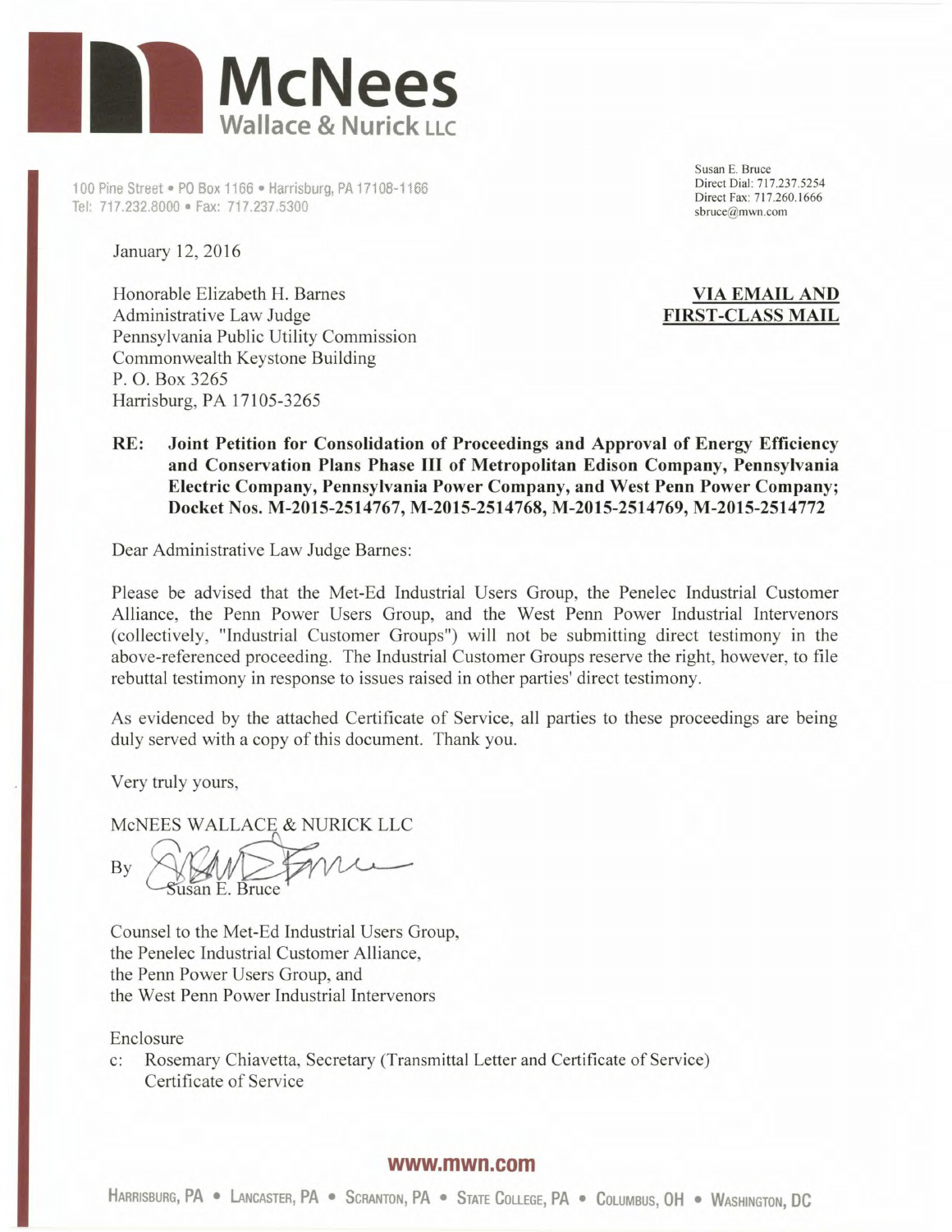# McNees Wallace & Nurick LLC

100 Pine Street • PO Box 1166 • Harrisburg, PA 17108-1166
Tel: 717.232.8000 • Fax: 717.237.5300

Susan E. Bruce
Direct Dial: 717.237.5254
Direct Fax: 717.260.1666
sbruce@mwn.com

January 12, 2016

Honorable Elizabeth H. Barnes
Administrative Law Judge
Pennsylvania Public Utility Commission
Commonwealth Keystone Building
P. O. Box 3265
Harrisburg, PA 17105-3265

**VIA EMAIL AND FIRST-CLASS MAIL**

**RE: Joint Petition for Consolidation of Proceedings and Approval of Energy Efficiency and Conservation Plans Phase III of Metropolitan Edison Company, Pennsylvania Electric Company, Pennsylvania Power Company, and West Penn Power Company; Docket Nos. M-2015-2514767, M-2015-2514768, M-2015-2514769, M-2015-2514772**

Dear Administrative Law Judge Barnes:

Please be advised that the Met-Ed Industrial Users Group, the Penelec Industrial Customer Alliance, the Penn Power Users Group, and the West Penn Power Industrial Intervenors (collectively, "Industrial Customer Groups") will not be submitting direct testimony in the above-referenced proceeding. The Industrial Customer Groups reserve the right, however, to file rebuttal testimony in response to issues raised in other parties' direct testimony.

As evidenced by the attached Certificate of Service, all parties to these proceedings are being duly served with a copy of this document. Thank you.

Very truly yours,

McNEES WALLACE & NURICK LLC

By Susan E. Bruce

Counsel to the Met-Ed Industrial Users Group,
the Penelec Industrial Customer Alliance,
the Penn Power Users Group, and
the West Penn Power Industrial Intervenors

Enclosure

c: Rosemary Chiavetta, Secretary (Transmittal Letter and Certificate of Service)
Certificate of Service

www.mwn.com

HARRISBURG, PA • LANCASTER, PA • SCRANTON, PA • STATE COLLEGE, PA • COLUMBUS, OH • WASHINGTON, DC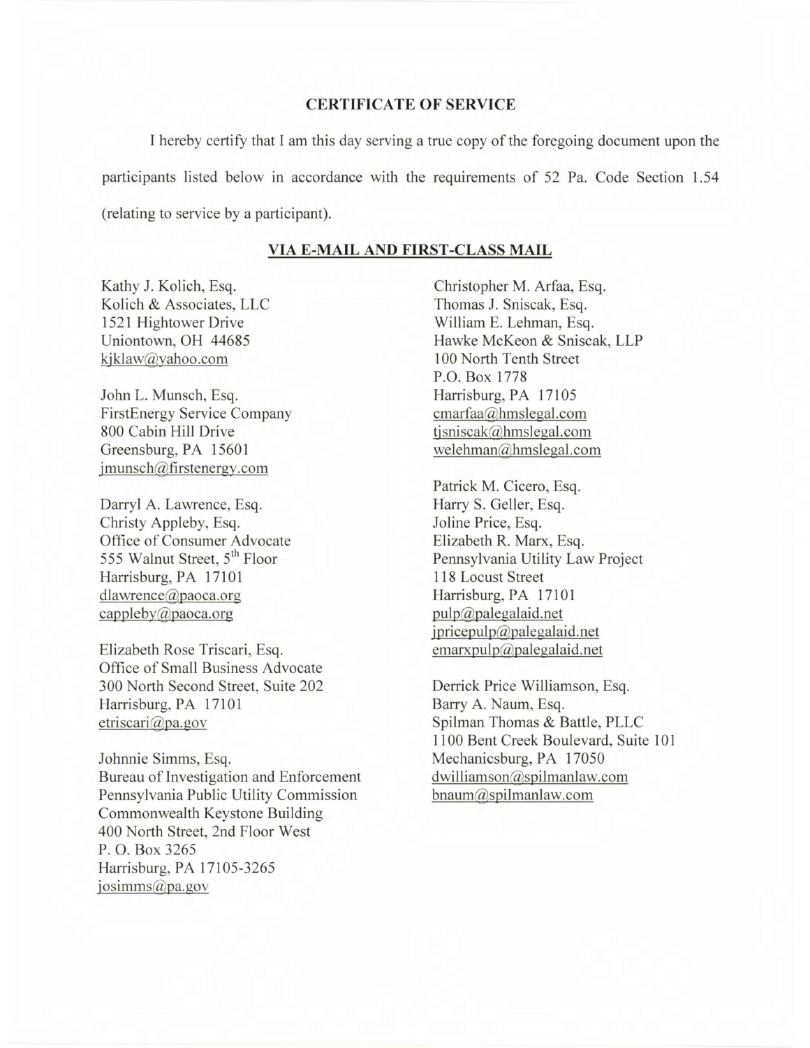## CERTIFICATE OF SERVICE

I hereby certify that I am this day serving a true copy of the foregoing document upon the participants listed below in accordance with the requirements of 52 Pa. Code Section 1.54 (relating to service by a participant).

**VIA E-MAIL AND FIRST-CLASS MAIL**

Kathy J. Kolich, Esq.
Kolich & Associates, LLC
1521 Hightower Drive
Uniontown, OH 44685
kjklaw@yahoo.com

John L. Munsch, Esq.
FirstEnergy Service Company
800 Cabin Hill Drive
Greensburg, PA 15601
jmunsch@firstenergy.com

Darryl A. Lawrence, Esq.
Christy Appleby, Esq.
Office of Consumer Advocate
555 Walnut Street, 5th Floor
Harrisburg, PA 17101
dlawrence@paoca.org
cappleby@paoca.org

Elizabeth Rose Triscari, Esq.
Office of Small Business Advocate
300 North Second Street, Suite 202
Harrisburg, PA 17101
etriscari@pa.gov

Johnnie Simms, Esq.
Bureau of Investigation and Enforcement
Pennsylvania Public Utility Commission
Commonwealth Keystone Building
400 North Street, 2nd Floor West
P. O. Box 3265
Harrisburg, PA 17105-3265
josimms@pa.gov

Christopher M. Arfaa, Esq.
Thomas J. Sniscak, Esq.
William E. Lehman, Esq.
Hawke McKeon & Sniscak, LLP
100 North Tenth Street
P.O. Box 1778
Harrisburg, PA 17105
cmarfaa@hmslegal.com
tjsniscak@hmslegal.com
welehman@hmslegal.com

Patrick M. Cicero, Esq.
Harry S. Geller, Esq.
Joline Price, Esq.
Elizabeth R. Marx, Esq.
Pennsylvania Utility Law Project
118 Locust Street
Harrisburg, PA 17101
pulp@palegalaid.net
jpricepulp@palegalaid.net
emarxpulp@palegalaid.net

Derrick Price Williamson, Esq.
Barry A. Naum, Esq.
Spilman Thomas & Battle, PLLC
1100 Bent Creek Boulevard, Suite 101
Mechanicsburg, PA 17050
dwilliamson@spilmanlaw.com
bnaum@spilmanlaw.com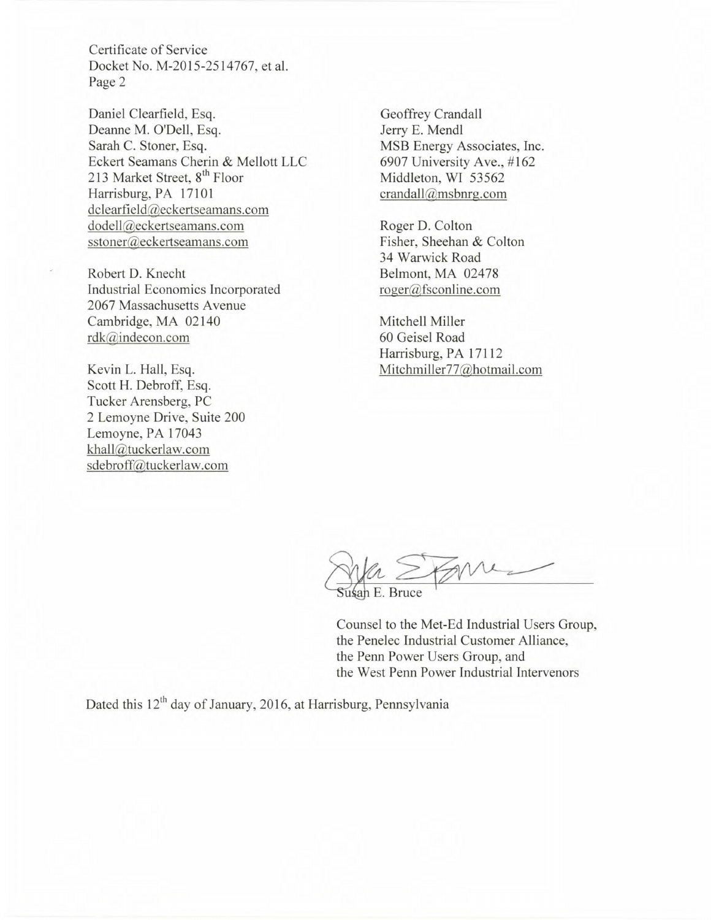Certificate of Service
Docket No. M-2015-2514767, et al.
Page 2

Daniel Clearfield, Esq.
Deanne M. O'Dell, Esq.
Sarah C. Stoner, Esq.
Eckert Seamans Cherin & Mellott LLC
213 Market Street, 8th Floor
Harrisburg, PA 17101
dclearfield@eckertseamans.com
dodell@eckertseamans.com
sstoner@eckertseamans.com

Robert D. Knecht
Industrial Economics Incorporated
2067 Massachusetts Avenue
Cambridge, MA 02140
rdk@indecon.com

Kevin L. Hall, Esq.
Scott H. Debroff, Esq.
Tucker Arensberg, PC
2 Lemoyne Drive, Suite 200
Lemoyne, PA 17043
khall@tuckerlaw.com
sdebroff@tuckerlaw.com

Geoffrey Crandall
Jerry E. Mendl
MSB Energy Associates, Inc.
6907 University Ave., #162
Middleton, WI 53562
crandall@msbnrg.com

Roger D. Colton
Fisher, Sheehan & Colton
34 Warwick Road
Belmont, MA 02478
roger@fsconline.com

Mitchell Miller
60 Geisel Road
Harrisburg, PA 17112
Mitchmiller77@hotmail.com

Susan E. Bruce

Counsel to the Met-Ed Industrial Users Group,
the Penelec Industrial Customer Alliance,
the Penn Power Users Group, and
the West Penn Power Industrial Intervenors

Dated this 12th day of January, 2016, at Harrisburg, Pennsylvania